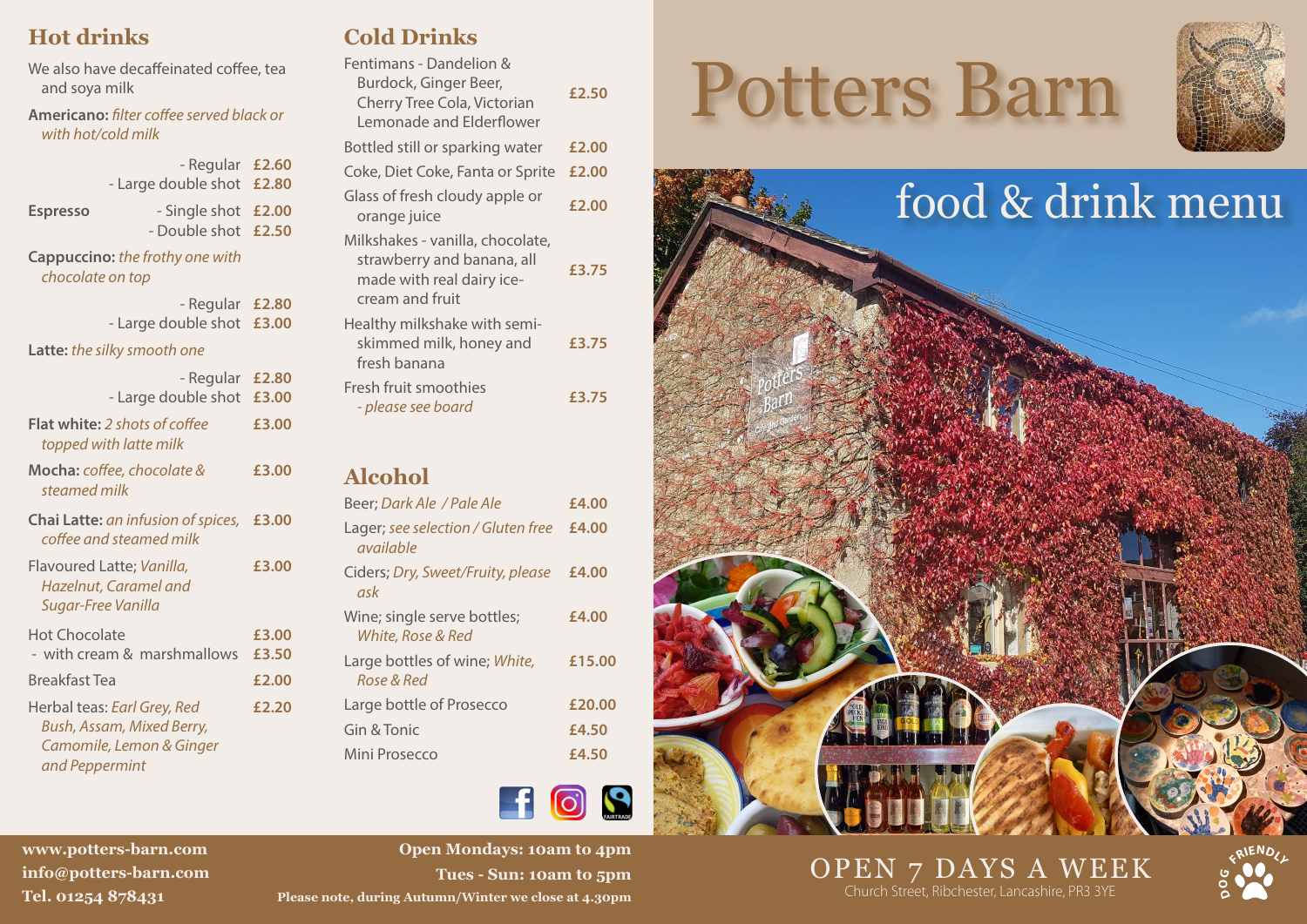# Potters Barn

## food & drink menu

## Hot drinks

We also have decaffeinated coffee, tea and soya milk

**Americano:** *filter coffee served black or with hot/cold milk*

| | |
|---|---|
| - Regular | £2.60 |
| - Large double shot | £2.80 |

**Espresso**

| | |
|---|---|
| - Single shot | £2.00 |
| - Double shot | £2.50 |

**Cappuccino:** *the frothy one with chocolate on top*

| | |
|---|---|
| - Regular | £2.80 |
| - Large double shot | £3.00 |

**Latte:** *the silky smooth one*

| | |
|---|---|
| - Regular | £2.80 |
| - Large double shot | £3.00 |

| | |
|---|---|
| **Flat white:** *2 shots of coffee topped with latte milk* | £3.00 |
| **Mocha:** *coffee, chocolate & steamed milk* | £3.00 |
| **Chai Latte:** *an infusion of spices, coffee and steamed milk* | £3.00 |
| Flavoured Latte; *Vanilla, Hazelnut, Caramel and Sugar-Free Vanilla* | £3.00 |
| Hot Chocolate | £3.00 |
| - with cream & marshmallows | £3.50 |
| Breakfast Tea | £2.00 |
| Herbal teas: *Earl Grey, Red Bush, Assam, Mixed Berry, Camomile, Lemon & Ginger and Peppermint* | £2.20 |

## Cold Drinks

| | |
|---|---|
| Fentimans - Dandelion & Burdock, Ginger Beer, Cherry Tree Cola, Victorian Lemonade and Elderflower | £2.50 |
| Bottled still or sparking water | £2.00 |
| Coke, Diet Coke, Fanta or Sprite | £2.00 |
| Glass of fresh cloudy apple or orange juice | £2.00 |
| Milkshakes - vanilla, chocolate, strawberry and banana, all made with real dairy ice-cream and fruit | £3.75 |
| Healthy milkshake with semi-skimmed milk, honey and fresh banana | £3.75 |
| Fresh fruit smoothies *- please see board* | £3.75 |

## Alcohol

| | |
|---|---|
| Beer; *Dark Ale / Pale Ale* | £4.00 |
| Lager; *see selection / Gluten free available* | £4.00 |
| Ciders; *Dry, Sweet/Fruity, please ask* | £4.00 |
| Wine; single serve bottles; *White, Rose & Red* | £4.00 |
| Large bottles of wine; *White, Rose & Red* | £15.00 |
| Large bottle of Prosecco | £20.00 |
| Gin & Tonic | £4.50 |
| Mini Prosecco | £4.50 |

**www.potters-barn.com**
**info@potters-barn.com**
**Tel. 01254 878431**

**Open Mondays: 10am to 4pm**
**Tues - Sun: 10am to 5pm**
**Please note, during Autumn/Winter we close at 4.30pm**

OPEN 7 DAYS A WEEK
Church Street, Ribchester, Lancashire, PR3 3YE

DOG FRIENDLY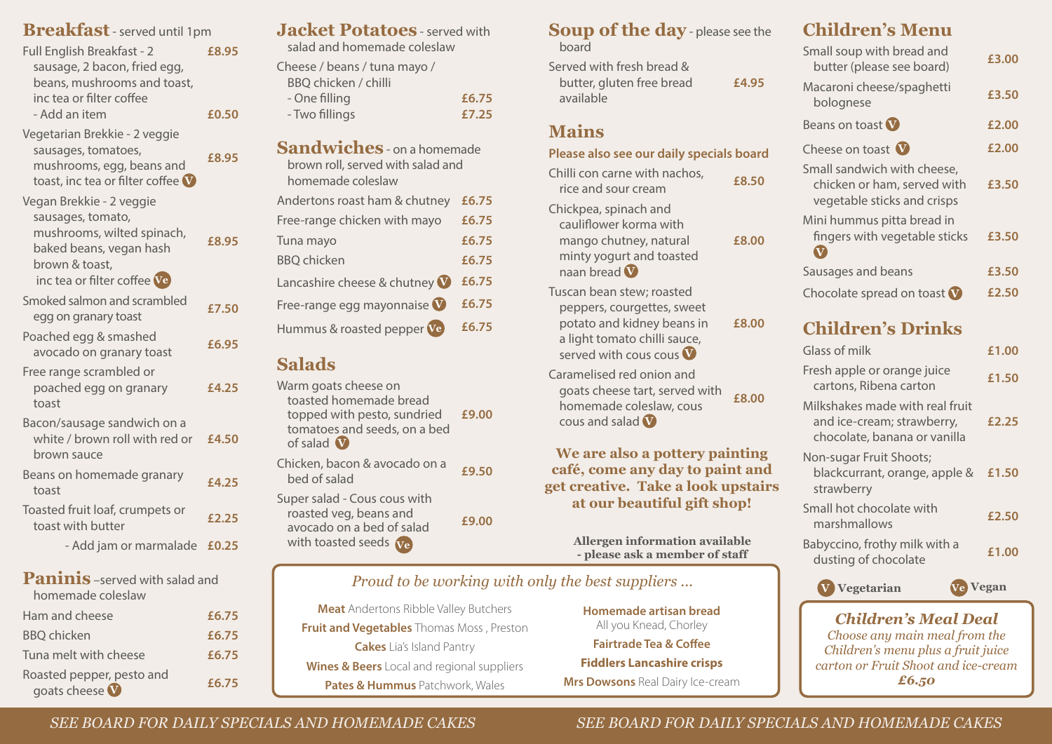## Breakfast - served until 1pm

| | |
|---|---|
| Full English Breakfast - 2 sausage, 2 bacon, fried egg, beans, mushrooms and toast, inc tea or filter coffee | £8.95 |
| - Add an item | £0.50 |
| Vegetarian Brekkie - 2 veggie sausages, tomatoes, mushrooms, egg, beans and toast, inc tea or filter coffee (V) | £8.95 |
| Vegan Brekkie - 2 veggie sausages, tomato, mushrooms, wilted spinach, baked beans, vegan hash brown & toast, inc tea or filter coffee (Ve) | £8.95 |
| Smoked salmon and scrambled egg on granary toast | £7.50 |
| Poached egg & smashed avocado on granary toast | £6.95 |
| Free range scrambled or poached egg on granary toast | £4.25 |
| Bacon/sausage sandwich on a white / brown roll with red or brown sauce | £4.50 |
| Beans on homemade granary toast | £4.25 |
| Toasted fruit loaf, crumpets or toast with butter | £2.25 |
| - Add jam or marmalade | £0.25 |

## Paninis –served with salad and homemade coleslaw

| | |
|---|---|
| Ham and cheese | £6.75 |
| BBQ chicken | £6.75 |
| Tuna melt with cheese | £6.75 |
| Roasted pepper, pesto and goats cheese (V) | £6.75 |

## Jacket Potatoes - served with salad and homemade coleslaw

Cheese / beans / tuna mayo / BBQ chicken / chilli

| | |
|---|---|
| - One filling | £6.75 |
| - Two fillings | £7.25 |

## Sandwiches - on a homemade brown roll, served with salad and homemade coleslaw

| | |
|---|---|
| Andertons roast ham & chutney | £6.75 |
| Free-range chicken with mayo | £6.75 |
| Tuna mayo | £6.75 |
| BBQ chicken | £6.75 |
| Lancashire cheese & chutney (V) | £6.75 |
| Free-range egg mayonnaise (V) | £6.75 |
| Hummus & roasted pepper (Ve) | £6.75 |

## Salads

| | |
|---|---|
| Warm goats cheese on toasted homemade bread topped with pesto, sundried tomatoes and seeds, on a bed of salad (V) | £9.00 |
| Chicken, bacon & avocado on a bed of salad | £9.50 |
| Super salad - Cous cous with roasted veg, beans and avocado on a bed of salad with toasted seeds (Ve) | £9.00 |

## Soup of the day - please see the board

| | |
|---|---|
| Served with fresh bread & butter, gluten free bread available | £4.95 |

## Mains

**Please also see our daily specials board**

| | |
|---|---|
| Chilli con carne with nachos, rice and sour cream | £8.50 |
| Chickpea, spinach and cauliflower korma with mango chutney, natural minty yogurt and toasted naan bread (V) | £8.00 |
| Tuscan bean stew; roasted peppers, courgettes, sweet potato and kidney beans in a light tomato chilli sauce, served with cous cous (V) | £8.00 |
| Caramelised red onion and goats cheese tart, served with homemade coleslaw, cous cous and salad (V) | £8.00 |

**We are also a pottery painting café, come any day to paint and get creative. Take a look upstairs at our beautiful gift shop!**

**Allergen information available - please ask a member of staff**

*Proud to be working with only the best suppliers ...*

**Meat** Andertons Ribble Valley Butchers
**Fruit and Vegetables** Thomas Moss , Preston
**Cakes** Lia's Island Pantry
**Wines & Beers** Local and regional suppliers
**Pates & Hummus** Patchwork, Wales
**Homemade artisan bread** All you Knead, Chorley
**Fairtrade Tea & Coffee**
**Fiddlers Lancashire crisps**
**Mrs Dowsons** Real Dairy Ice-cream

## Children's Menu

| | |
|---|---|
| Small soup with bread and butter (please see board) | £3.00 |
| Macaroni cheese/spaghetti bolognese | £3.50 |
| Beans on toast (V) | £2.00 |
| Cheese on toast (V) | £2.00 |
| Small sandwich with cheese, chicken or ham, served with vegetable sticks and crisps | £3.50 |
| Mini hummus pitta bread in fingers with vegetable sticks (V) | £3.50 |
| Sausages and beans | £3.50 |
| Chocolate spread on toast (V) | £2.50 |

## Children's Drinks

| | |
|---|---|
| Glass of milk | £1.00 |
| Fresh apple or orange juice cartons, Ribena carton | £1.50 |
| Milkshakes made with real fruit and ice-cream; strawberry, chocolate, banana or vanilla | £2.25 |
| Non-sugar Fruit Shoots; blackcurrant, orange, apple & strawberry | £1.50 |
| Small hot chocolate with marshmallows | £2.50 |
| Babyccino, frothy milk with a dusting of chocolate | £1.00 |

(V) **Vegetarian** (Ve) **Vegan**

### *Children's Meal Deal*

*Choose any main meal from the Children's menu plus a fruit juice carton or Fruit Shoot and ice-cream*
***£6.50***

*SEE BOARD FOR DAILY SPECIALS AND HOMEMADE CAKES*

*SEE BOARD FOR DAILY SPECIALS AND HOMEMADE CAKES*